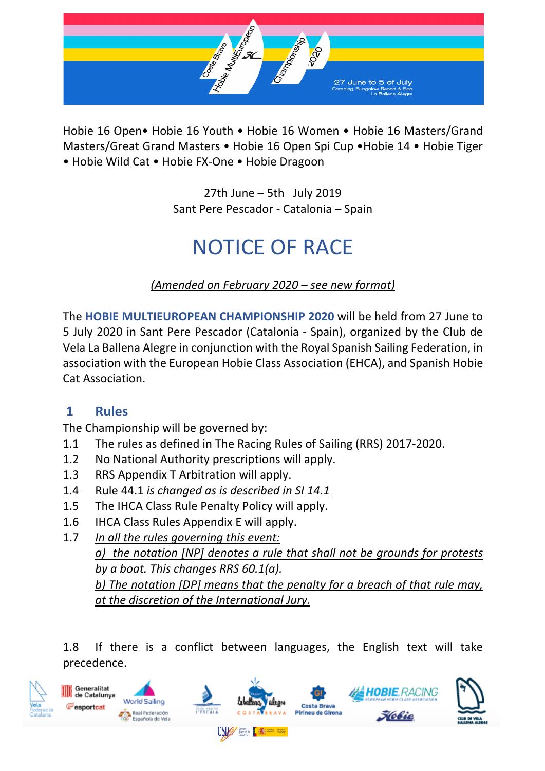Hobie 16 Open• Hobie 16 Youth • Hobie 16 Women • Hobie 16 Masters/Grand Masters/Great Grand Masters • Hobie 16 Open Spi Cup •Hobie 14 • Hobie Tiger • Hobie Wild Cat • Hobie FX-One • Hobie Dragoon

27th June – 5th July 2019
Sant Pere Pescador - Catalonia – Spain

# NOTICE OF RACE

*(Amended on February 2020 – see new format)*

The **HOBIE MULTIEUROPEAN CHAMPIONSHIP 2020** will be held from 27 June to 5 July 2020 in Sant Pere Pescador (Catalonia - Spain), organized by the Club de Vela La Ballena Alegre in conjunction with the Royal Spanish Sailing Federation, in association with the European Hobie Class Association (EHCA), and Spanish Hobie Cat Association.

## 1 Rules

The Championship will be governed by:

1.1 The rules as defined in The Racing Rules of Sailing (RRS) 2017-2020.

1.2 No National Authority prescriptions will apply.

1.3 RRS Appendix T Arbitration will apply.

1.4 Rule 44.1 *is changed as is described in SI 14.1*

1.5 The IHCA Class Rule Penalty Policy will apply.

1.6 IHCA Class Rules Appendix E will apply.

1.7 *In all the rules governing this event:*
*a) the notation [NP] denotes a rule that shall not be grounds for protests by a boat. This changes RRS 60.1(a).*
*b) The notation [DP] means that the penalty for a breach of that rule may, at the discretion of the International Jury.*

1.8 If there is a conflict between languages, the English text will take precedence.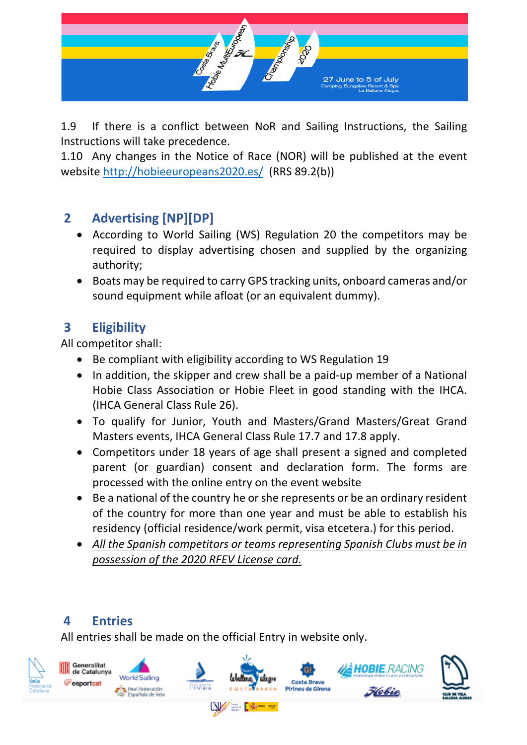1.9 If there is a conflict between NoR and Sailing Instructions, the Sailing Instructions will take precedence.

1.10 Any changes in the Notice of Race (NOR) will be published at the event website [http://hobieeuropeans2020.es/](http://hobieeuropeans2020.es/) (RRS 89.2(b))

## 2 Advertising [NP][DP]

- According to World Sailing (WS) Regulation 20 the competitors may be required to display advertising chosen and supplied by the organizing authority;
- Boats may be required to carry GPS tracking units, onboard cameras and/or sound equipment while afloat (or an equivalent dummy).

## 3 Eligibility

All competitor shall:

- Be compliant with eligibility according to WS Regulation 19
- In addition, the skipper and crew shall be a paid-up member of a National Hobie Class Association or Hobie Fleet in good standing with the IHCA. (IHCA General Class Rule 26).
- To qualify for Junior, Youth and Masters/Grand Masters/Great Grand Masters events, IHCA General Class Rule 17.7 and 17.8 apply.
- Competitors under 18 years of age shall present a signed and completed parent (or guardian) consent and declaration form. The forms are processed with the online entry on the event website
- Be a national of the country he or she represents or be an ordinary resident of the country for more than one year and must be able to establish his residency (official residence/work permit, visa etcetera.) for this period.
- *All the Spanish competitors or teams representing Spanish Clubs must be in possession of the 2020 RFEV License card.*

## 4 Entries

All entries shall be made on the official Entry in website only.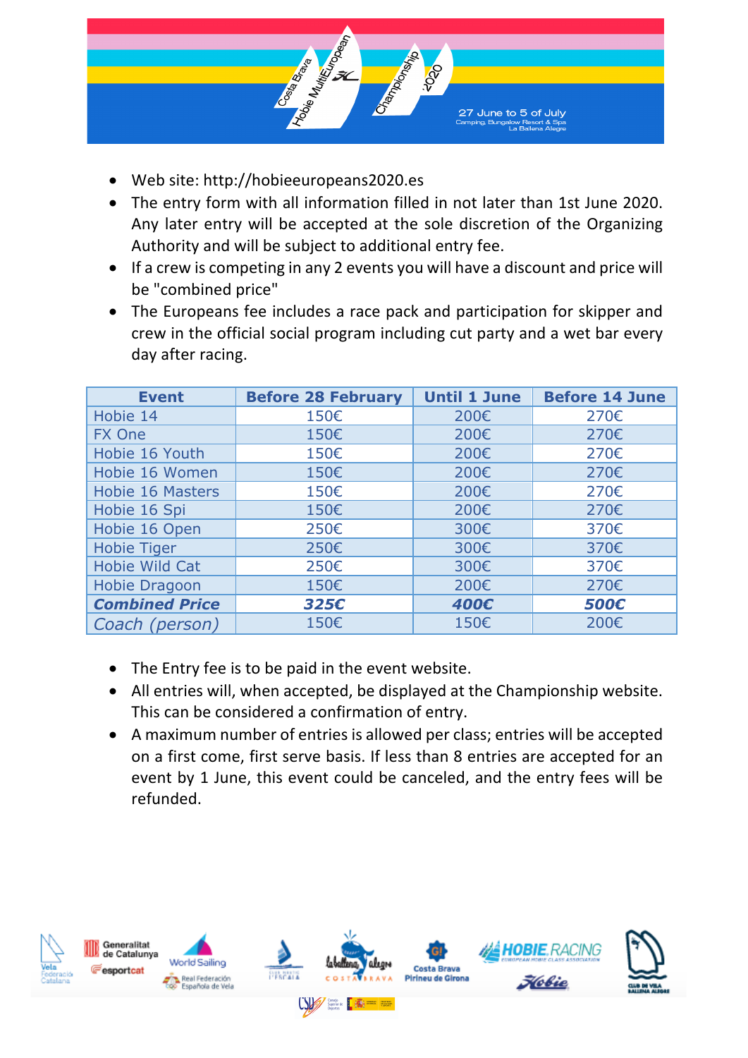- Web site: http://hobieeuropeans2020.es
- The entry form with all information filled in not later than 1st June 2020. Any later entry will be accepted at the sole discretion of the Organizing Authority and will be subject to additional entry fee.
- If a crew is competing in any 2 events you will have a discount and price will be "combined price"
- The Europeans fee includes a race pack and participation for skipper and crew in the official social program including cut party and a wet bar every day after racing.

| Event | Before 28 February | Until 1 June | Before 14 June |
|---|---|---|---|
| Hobie 14 | 150€ | 200€ | 270€ |
| FX One | 150€ | 200€ | 270€ |
| Hobie 16 Youth | 150€ | 200€ | 270€ |
| Hobie 16 Women | 150€ | 200€ | 270€ |
| Hobie 16 Masters | 150€ | 200€ | 270€ |
| Hobie 16 Spi | 150€ | 200€ | 270€ |
| Hobie 16 Open | 250€ | 300€ | 370€ |
| Hobie Tiger | 250€ | 300€ | 370€ |
| Hobie Wild Cat | 250€ | 300€ | 370€ |
| Hobie Dragoon | 150€ | 200€ | 270€ |
| ***Combined Price*** | ***325€*** | ***400€*** | ***500€*** |
| *Coach (person)* | 150€ | 150€ | 200€ |

- The Entry fee is to be paid in the event website.
- All entries will, when accepted, be displayed at the Championship website. This can be considered a confirmation of entry.
- A maximum number of entries is allowed per class; entries will be accepted on a first come, first serve basis. If less than 8 entries are accepted for an event by 1 June, this event could be canceled, and the entry fees will be refunded.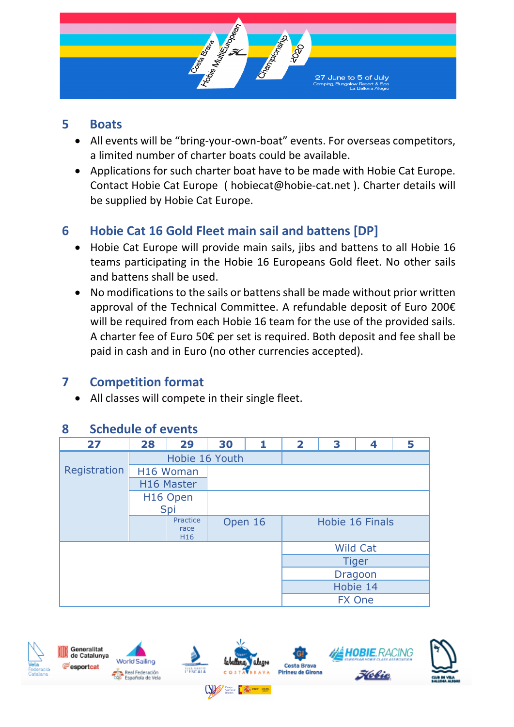## 5 Boats

- All events will be "bring-your-own-boat" events. For overseas competitors, a limited number of charter boats could be available.
- Applications for such charter boat have to be made with Hobie Cat Europe. Contact Hobie Cat Europe ( hobiecat@hobie-cat.net ). Charter details will be supplied by Hobie Cat Europe.

## 6 Hobie Cat 16 Gold Fleet main sail and battens [DP]

- Hobie Cat Europe will provide main sails, jibs and battens to all Hobie 16 teams participating in the Hobie 16 Europeans Gold fleet. No other sails and battens shall be used.
- No modifications to the sails or battens shall be made without prior written approval of the Technical Committee. A refundable deposit of Euro 200€ will be required from each Hobie 16 team for the use of the provided sails. A charter fee of Euro 50€ per set is required. Both deposit and fee shall be paid in cash and in Euro (no other currencies accepted).

## 7 Competition format

- All classes will compete in their single fleet.

## 8 Schedule of events

| 27 | 28 | 29 | 30 | 1 | 2 | 3 | 4 | 5 |
|---|---|---|---|---|---|---|---|---|
| Registration | Hobie 16 Youth | | | | | | | |
| | H16 Woman | | | | | | | |
| | H16 Master | | | | | | | |
| | H16 Open Spi | | | | | | | |
| | | Practice race H16 | Open 16 | | Hobie 16 Finals | | | |
| | | | | | Wild Cat | | | |
| | | | | | Tiger | | | |
| | | | | | Dragoon | | | |
| | | | | | Hobie 14 | | | |
| | | | | | FX One | | | |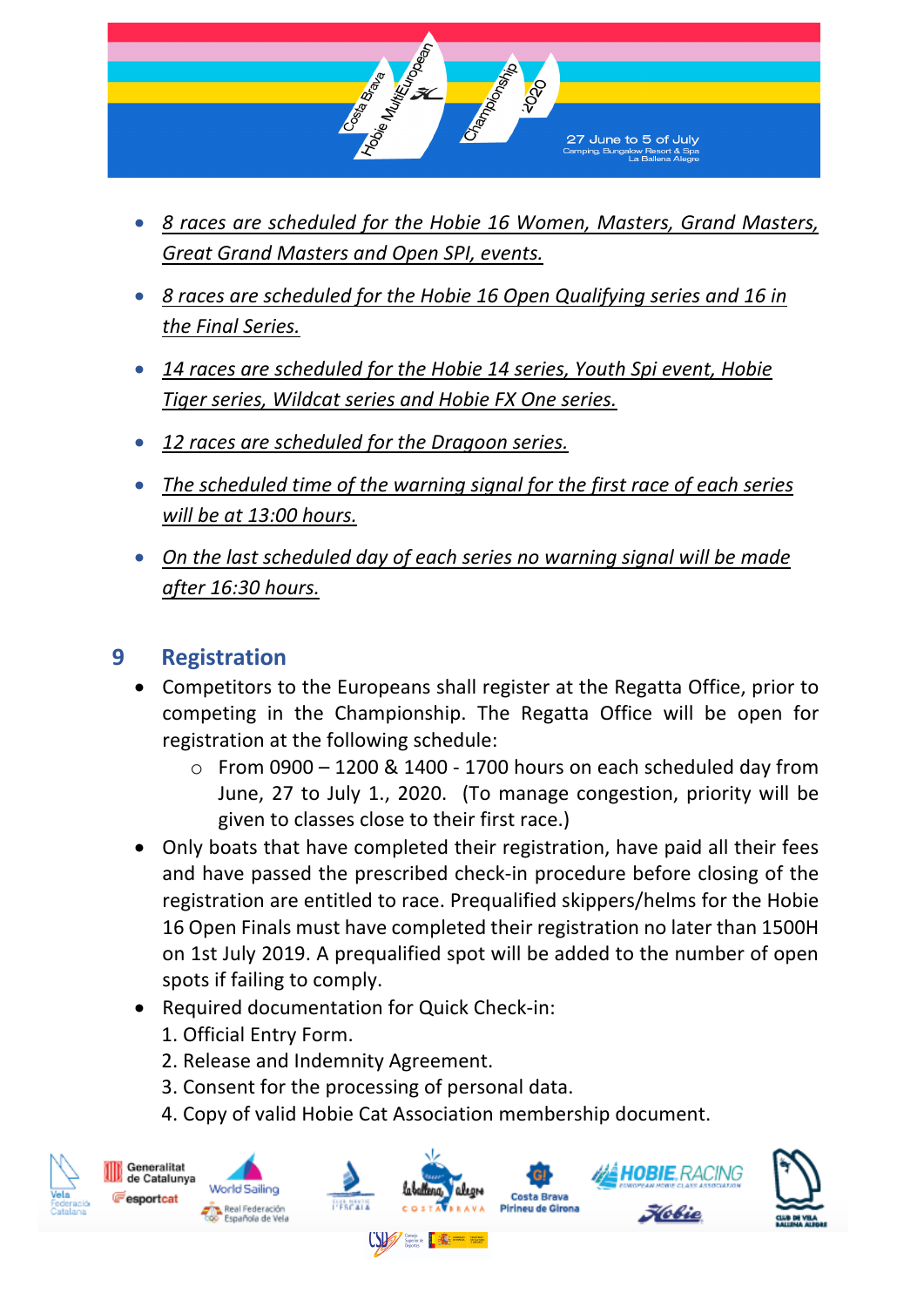- *8 races are scheduled for the Hobie 16 Women, Masters, Grand Masters, Great Grand Masters and Open SPI, events.*
- *8 races are scheduled for the Hobie 16 Open Qualifying series and 16 in the Final Series.*
- *14 races are scheduled for the Hobie 14 series, Youth Spi event, Hobie Tiger series, Wildcat series and Hobie FX One series.*
- *12 races are scheduled for the Dragoon series.*
- *The scheduled time of the warning signal for the first race of each series will be at 13:00 hours.*
- *On the last scheduled day of each series no warning signal will be made after 16:30 hours.*

## 9 Registration

- Competitors to the Europeans shall register at the Regatta Office, prior to competing in the Championship. The Regatta Office will be open for registration at the following schedule:
  - From 0900 – 1200 & 1400 - 1700 hours on each scheduled day from June, 27 to July 1., 2020. (To manage congestion, priority will be given to classes close to their first race.)
- Only boats that have completed their registration, have paid all their fees and have passed the prescribed check-in procedure before closing of the registration are entitled to race. Prequalified skippers/helms for the Hobie 16 Open Finals must have completed their registration no later than 1500H on 1st July 2019. A prequalified spot will be added to the number of open spots if failing to comply.
- Required documentation for Quick Check-in:
  1. Official Entry Form.
  2. Release and Indemnity Agreement.
  3. Consent for the processing of personal data.
  4. Copy of valid Hobie Cat Association membership document.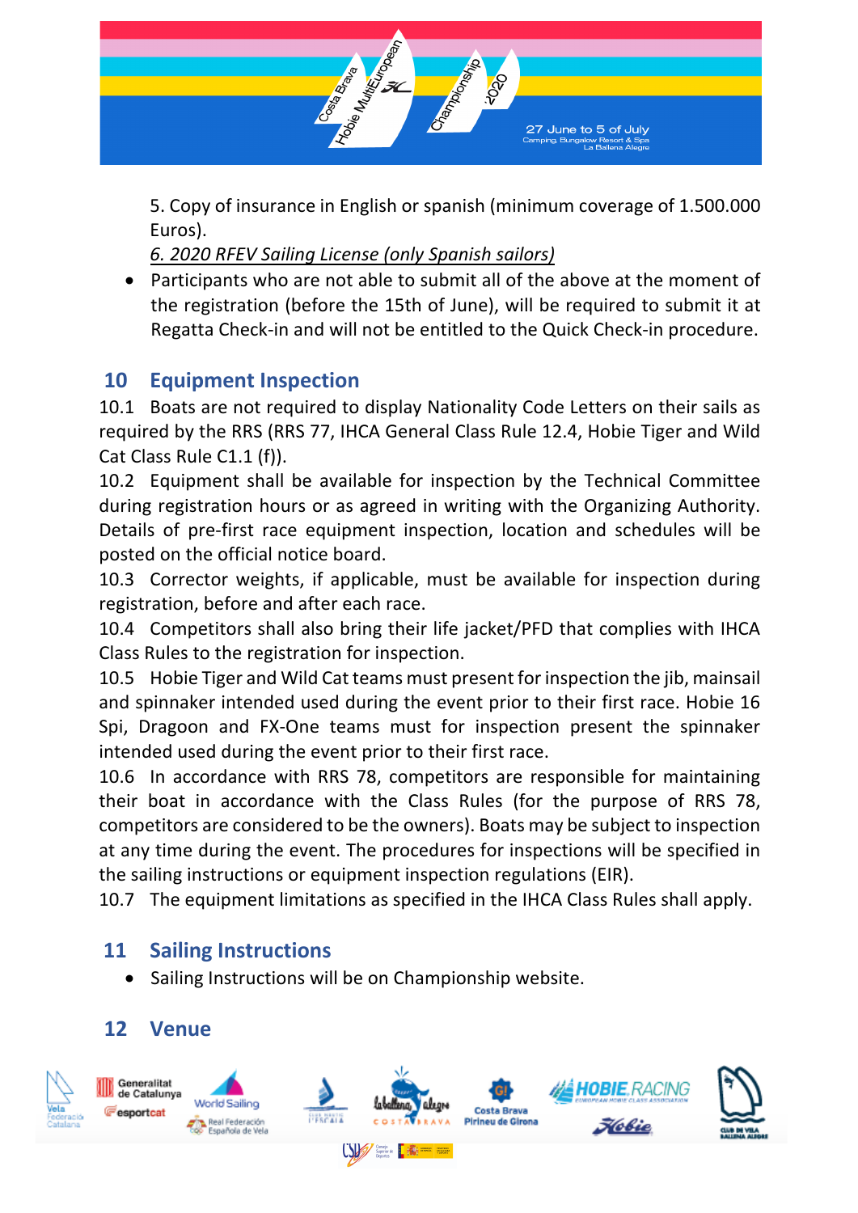5. Copy of insurance in English or spanish (minimum coverage of 1.500.000 Euros).

*6. 2020 RFEV Sailing License (only Spanish sailors)*

- Participants who are not able to submit all of the above at the moment of the registration (before the 15th of June), will be required to submit it at Regatta Check-in and will not be entitled to the Quick Check-in procedure.

## 10 Equipment Inspection

10.1 Boats are not required to display Nationality Code Letters on their sails as required by the RRS (RRS 77, IHCA General Class Rule 12.4, Hobie Tiger and Wild Cat Class Rule C1.1 (f)).

10.2 Equipment shall be available for inspection by the Technical Committee during registration hours or as agreed in writing with the Organizing Authority. Details of pre-first race equipment inspection, location and schedules will be posted on the official notice board.

10.3 Corrector weights, if applicable, must be available for inspection during registration, before and after each race.

10.4 Competitors shall also bring their life jacket/PFD that complies with IHCA Class Rules to the registration for inspection.

10.5 Hobie Tiger and Wild Cat teams must present for inspection the jib, mainsail and spinnaker intended used during the event prior to their first race. Hobie 16 Spi, Dragoon and FX-One teams must for inspection present the spinnaker intended used during the event prior to their first race.

10.6 In accordance with RRS 78, competitors are responsible for maintaining their boat in accordance with the Class Rules (for the purpose of RRS 78, competitors are considered to be the owners). Boats may be subject to inspection at any time during the event. The procedures for inspections will be specified in the sailing instructions or equipment inspection regulations (EIR).

10.7 The equipment limitations as specified in the IHCA Class Rules shall apply.

## 11 Sailing Instructions

- Sailing Instructions will be on Championship website.

## 12 Venue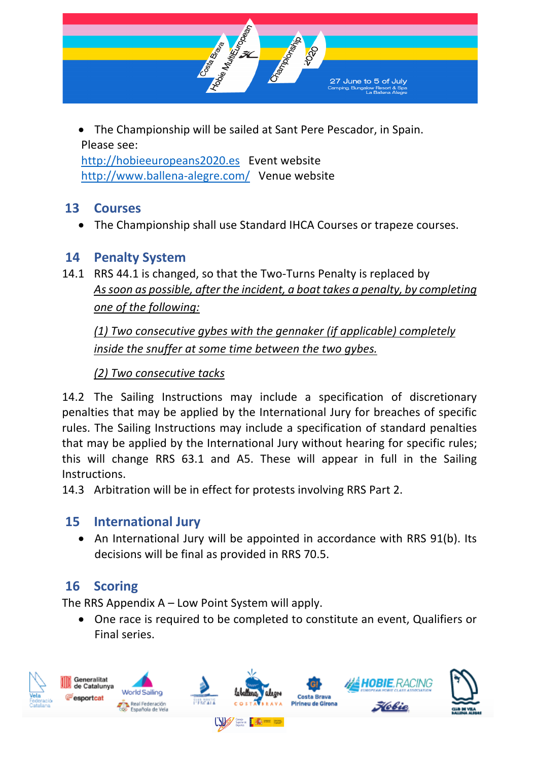- The Championship will be sailed at Sant Pere Pescador, in Spain.
Please see:
http://hobieeuropeans2020.es Event website
http://www.ballena-alegre.com/ Venue website

## 13 Courses

- The Championship shall use Standard IHCA Courses or trapeze courses.

## 14 Penalty System

14.1 RRS 44.1 is changed, so that the Two-Turns Penalty is replaced by

*As soon as possible, after the incident, a boat takes a penalty, by completing one of the following:*

*(1) Two consecutive gybes with the gennaker (if applicable) completely inside the snuffer at some time between the two gybes.*

*(2) Two consecutive tacks*

14.2 The Sailing Instructions may include a specification of discretionary penalties that may be applied by the International Jury for breaches of specific rules. The Sailing Instructions may include a specification of standard penalties that may be applied by the International Jury without hearing for specific rules; this will change RRS 63.1 and A5. These will appear in full in the Sailing Instructions.

14.3 Arbitration will be in effect for protests involving RRS Part 2.

## 15 International Jury

- An International Jury will be appointed in accordance with RRS 91(b). Its decisions will be final as provided in RRS 70.5.

## 16 Scoring

The RRS Appendix A – Low Point System will apply.

- One race is required to be completed to constitute an event, Qualifiers or Final series.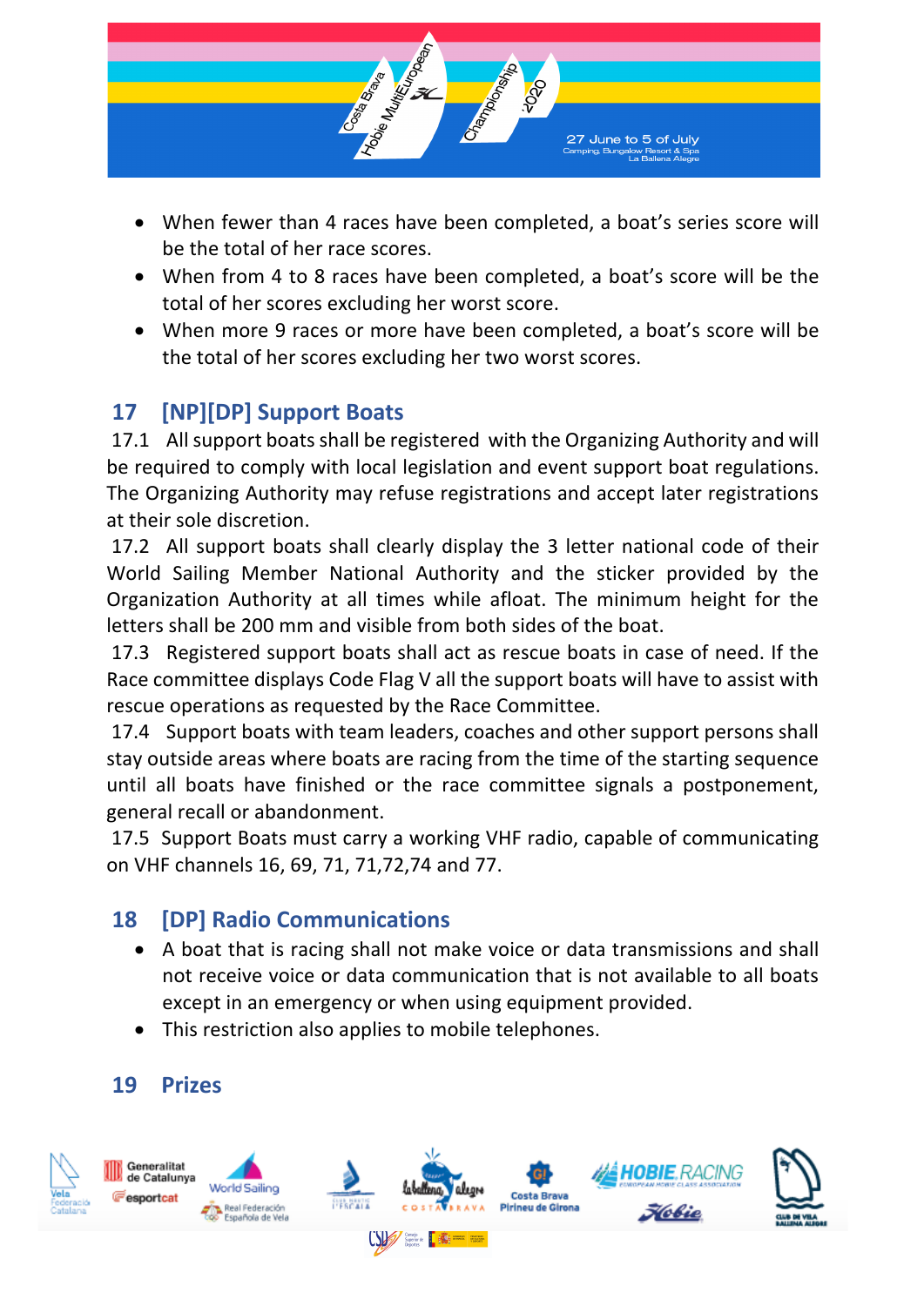- When fewer than 4 races have been completed, a boat's series score will be the total of her race scores.
- When from 4 to 8 races have been completed, a boat's score will be the total of her scores excluding her worst score.
- When more 9 races or more have been completed, a boat's score will be the total of her scores excluding her two worst scores.

## 17 [NP][DP] Support Boats

17.1 All support boats shall be registered with the Organizing Authority and will be required to comply with local legislation and event support boat regulations. The Organizing Authority may refuse registrations and accept later registrations at their sole discretion.

17.2 All support boats shall clearly display the 3 letter national code of their World Sailing Member National Authority and the sticker provided by the Organization Authority at all times while afloat. The minimum height for the letters shall be 200 mm and visible from both sides of the boat.

17.3 Registered support boats shall act as rescue boats in case of need. If the Race committee displays Code Flag V all the support boats will have to assist with rescue operations as requested by the Race Committee.

17.4 Support boats with team leaders, coaches and other support persons shall stay outside areas where boats are racing from the time of the starting sequence until all boats have finished or the race committee signals a postponement, general recall or abandonment.

17.5 Support Boats must carry a working VHF radio, capable of communicating on VHF channels 16, 69, 71, 71,72,74 and 77.

## 18 [DP] Radio Communications

- A boat that is racing shall not make voice or data transmissions and shall not receive voice or data communication that is not available to all boats except in an emergency or when using equipment provided.
- This restriction also applies to mobile telephones.

## 19 Prizes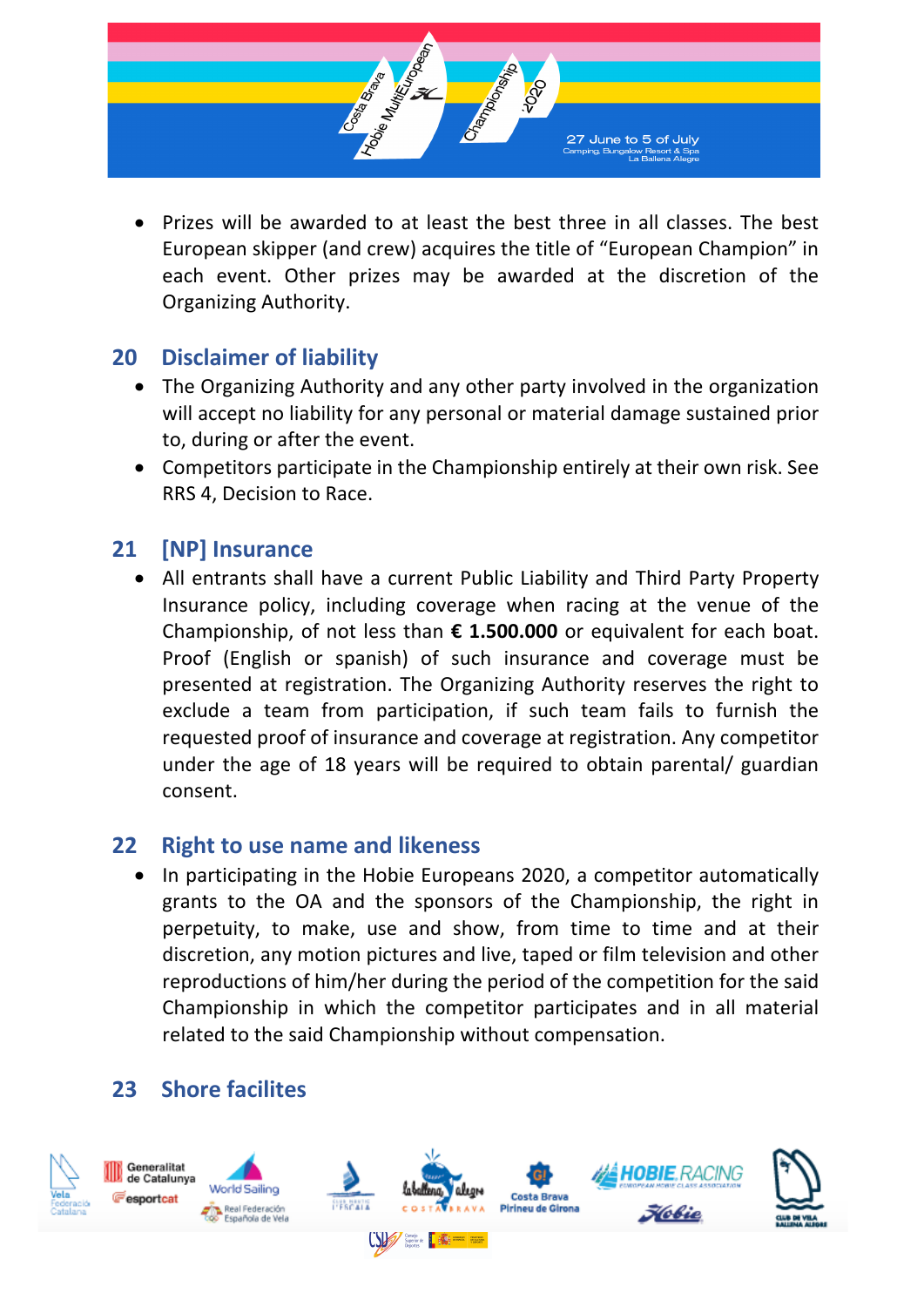- Prizes will be awarded to at least the best three in all classes. The best European skipper (and crew) acquires the title of "European Champion" in each event. Other prizes may be awarded at the discretion of the Organizing Authority.

## 20 Disclaimer of liability

- The Organizing Authority and any other party involved in the organization will accept no liability for any personal or material damage sustained prior to, during or after the event.
- Competitors participate in the Championship entirely at their own risk. See RRS 4, Decision to Race.

## 21 [NP] Insurance

- All entrants shall have a current Public Liability and Third Party Property Insurance policy, including coverage when racing at the venue of the Championship, of not less than **€ 1.500.000** or equivalent for each boat. Proof (English or spanish) of such insurance and coverage must be presented at registration. The Organizing Authority reserves the right to exclude a team from participation, if such team fails to furnish the requested proof of insurance and coverage at registration. Any competitor under the age of 18 years will be required to obtain parental/ guardian consent.

## 22 Right to use name and likeness

- In participating in the Hobie Europeans 2020, a competitor automatically grants to the OA and the sponsors of the Championship, the right in perpetuity, to make, use and show, from time to time and at their discretion, any motion pictures and live, taped or film television and other reproductions of him/her during the period of the competition for the said Championship in which the competitor participates and in all material related to the said Championship without compensation.

## 23 Shore facilites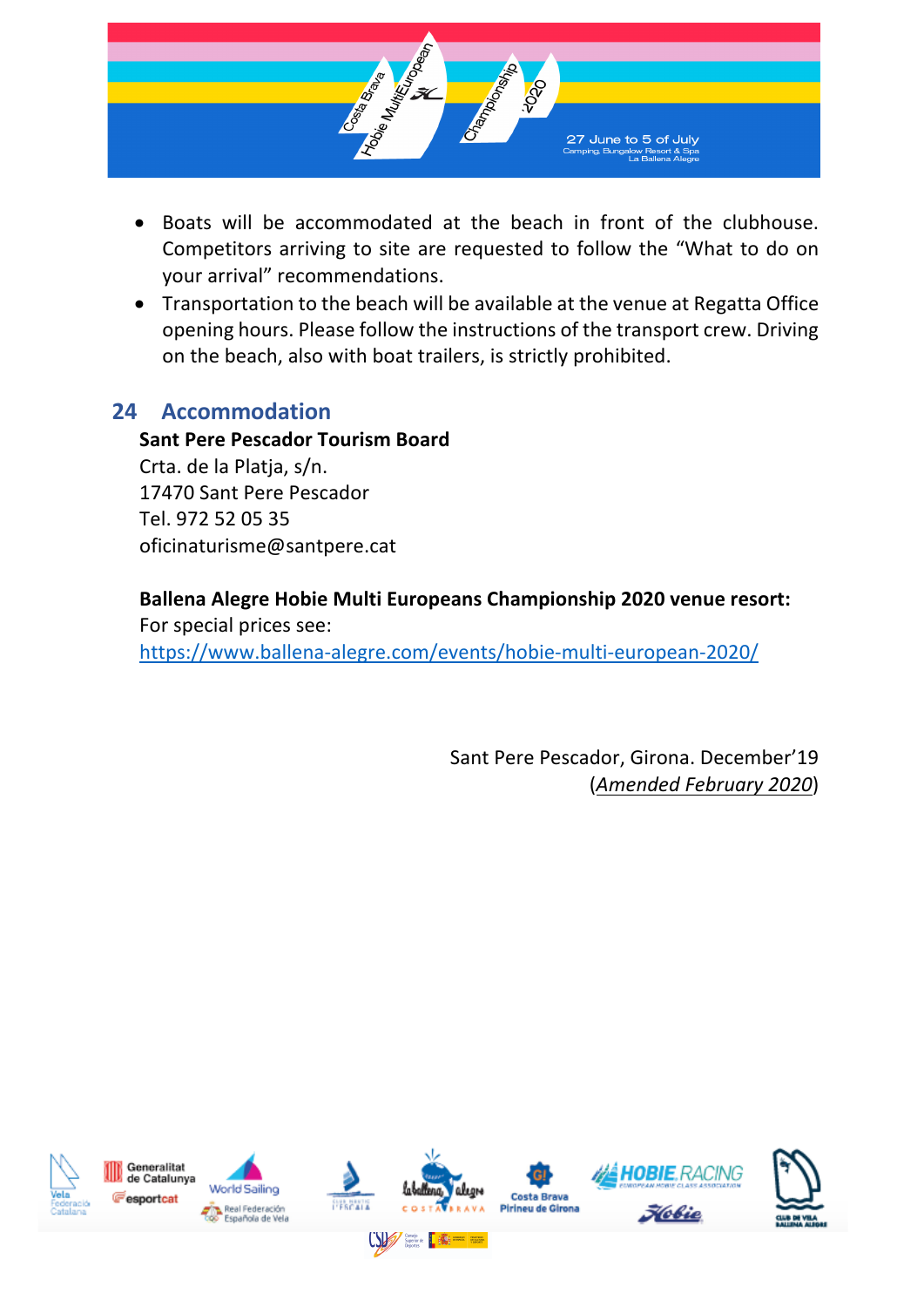- Boats will be accommodated at the beach in front of the clubhouse. Competitors arriving to site are requested to follow the "What to do on your arrival" recommendations.
- Transportation to the beach will be available at the venue at Regatta Office opening hours. Please follow the instructions of the transport crew. Driving on the beach, also with boat trailers, is strictly prohibited.

## 24 Accommodation

**Sant Pere Pescador Tourism Board**
Crta. de la Platja, s/n.
17470 Sant Pere Pescador
Tel. 972 52 05 35
oficinaturisme@santpere.cat

**Ballena Alegre Hobie Multi Europeans Championship 2020 venue resort:**
For special prices see:
https://www.ballena-alegre.com/events/hobie-multi-european-2020/

Sant Pere Pescador, Girona. December'19
(*Amended February 2020*)